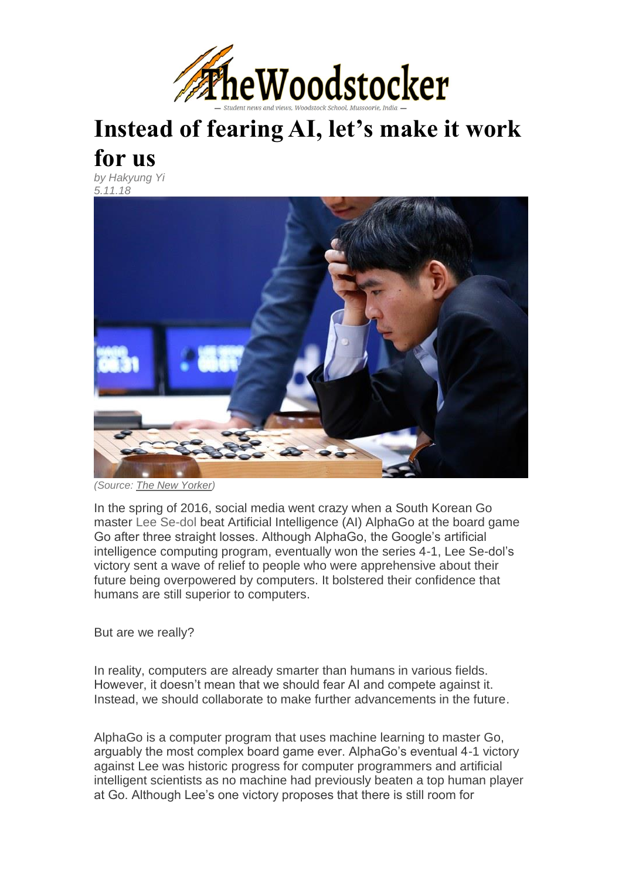TheWoodstocker

— Student news and views, Woodstock School, Mussoorie, India —

# Instead of fearing AI, let's make it work for us

*by Hakyung Yi*
*5.11.18*

*(Source: The New Yorker)*

In the spring of 2016, social media went crazy when a South Korean Go master Lee Se-dol beat Artificial Intelligence (AI) AlphaGo at the board game Go after three straight losses. Although AlphaGo, the Google's artificial intelligence computing program, eventually won the series 4-1, Lee Se-dol's victory sent a wave of relief to people who were apprehensive about their future being overpowered by computers. It bolstered their confidence that humans are still superior to computers.

But are we really?

In reality, computers are already smarter than humans in various fields. However, it doesn't mean that we should fear AI and compete against it. Instead, we should collaborate to make further advancements in the future.

AlphaGo is a computer program that uses machine learning to master Go, arguably the most complex board game ever. AlphaGo's eventual 4-1 victory against Lee was historic progress for computer programmers and artificial intelligent scientists as no machine had previously beaten a top human player at Go. Although Lee's one victory proposes that there is still room for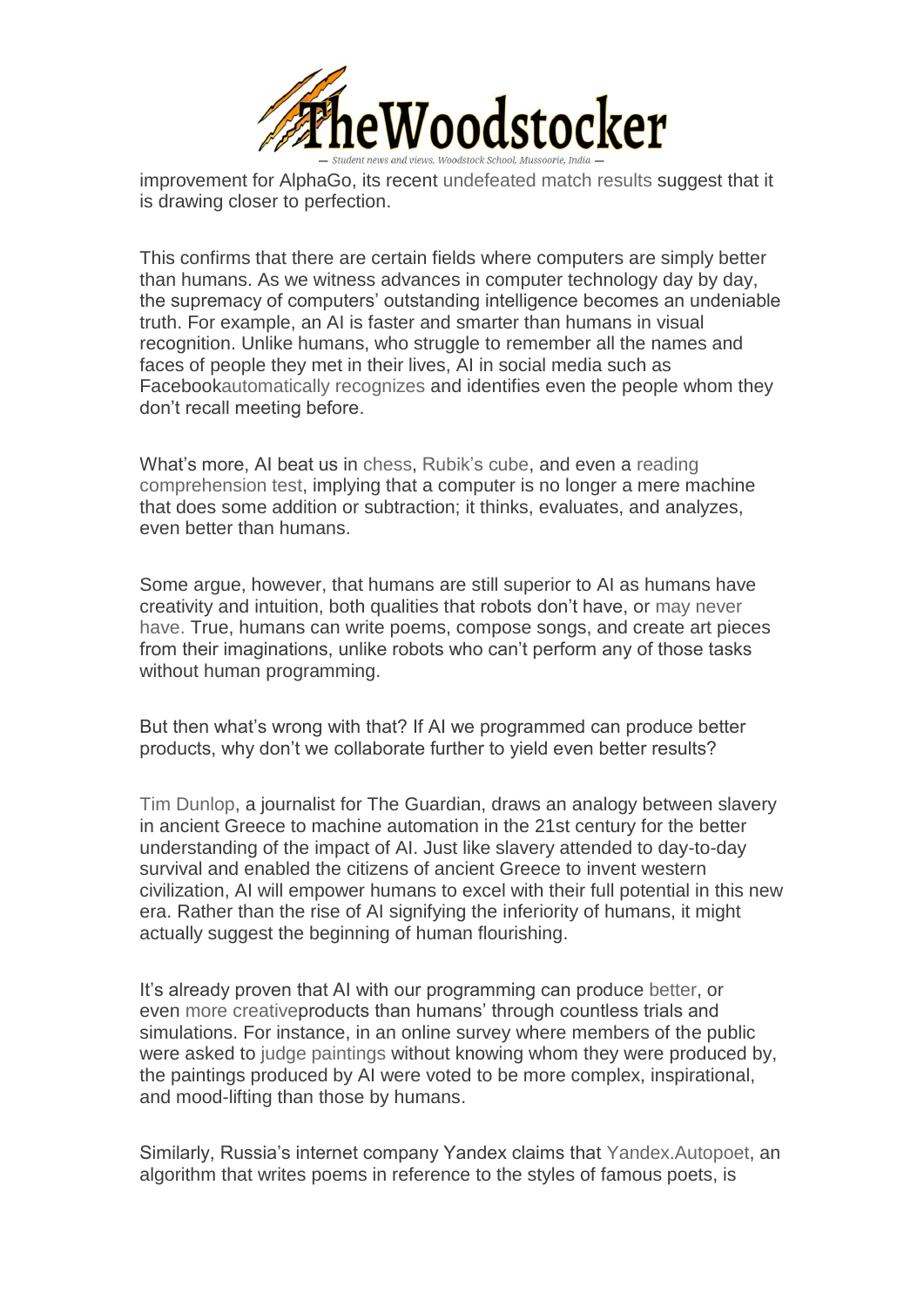improvement for AlphaGo, its recent undefeated match results suggest that it is drawing closer to perfection.

This confirms that there are certain fields where computers are simply better than humans. As we witness advances in computer technology day by day, the supremacy of computers' outstanding intelligence becomes an undeniable truth. For example, an AI is faster and smarter than humans in visual recognition. Unlike humans, who struggle to remember all the names and faces of people they met in their lives, AI in social media such as Facebookautomatically recognizes and identifies even the people whom they don't recall meeting before.

What's more, AI beat us in chess, Rubik's cube, and even a reading comprehension test, implying that a computer is no longer a mere machine that does some addition or subtraction; it thinks, evaluates, and analyzes, even better than humans.

Some argue, however, that humans are still superior to AI as humans have creativity and intuition, both qualities that robots don't have, or may never have. True, humans can write poems, compose songs, and create art pieces from their imaginations, unlike robots who can't perform any of those tasks without human programming.

But then what's wrong with that? If AI we programmed can produce better products, why don't we collaborate further to yield even better results?

Tim Dunlop, a journalist for The Guardian, draws an analogy between slavery in ancient Greece to machine automation in the 21st century for the better understanding of the impact of AI. Just like slavery attended to day-to-day survival and enabled the citizens of ancient Greece to invent western civilization, AI will empower humans to excel with their full potential in this new era. Rather than the rise of AI signifying the inferiority of humans, it might actually suggest the beginning of human flourishing.

It's already proven that AI with our programming can produce better, or even more creativeproducts than humans' through countless trials and simulations. For instance, in an online survey where members of the public were asked to judge paintings without knowing whom they were produced by, the paintings produced by AI were voted to be more complex, inspirational, and mood-lifting than those by humans.

Similarly, Russia's internet company Yandex claims that Yandex.Autopoet, an algorithm that writes poems in reference to the styles of famous poets, is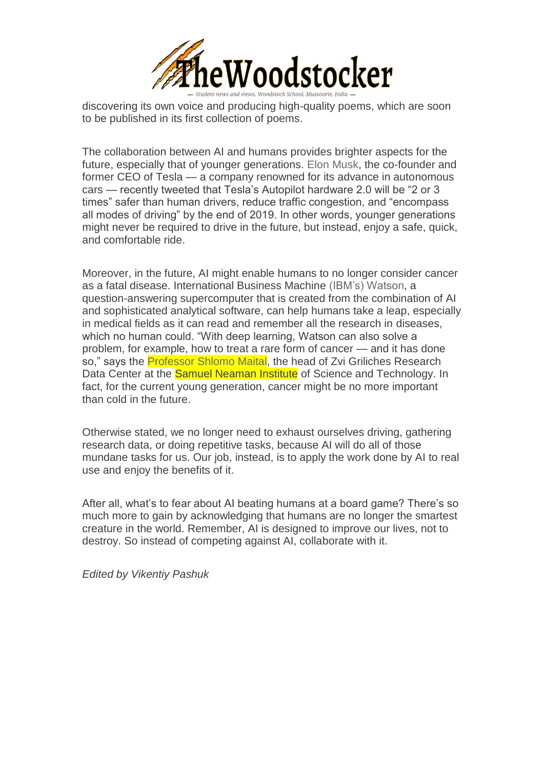discovering its own voice and producing high-quality poems, which are soon to be published in its first collection of poems.

The collaboration between AI and humans provides brighter aspects for the future, especially that of younger generations. Elon Musk, the co-founder and former CEO of Tesla — a company renowned for its advance in autonomous cars — recently tweeted that Tesla's Autopilot hardware 2.0 will be "2 or 3 times" safer than human drivers, reduce traffic congestion, and "encompass all modes of driving" by the end of 2019. In other words, younger generations might never be required to drive in the future, but instead, enjoy a safe, quick, and comfortable ride.

Moreover, in the future, AI might enable humans to no longer consider cancer as a fatal disease. International Business Machine (IBM's) Watson, a question-answering supercomputer that is created from the combination of AI and sophisticated analytical software, can help humans take a leap, especially in medical fields as it can read and remember all the research in diseases, which no human could. "With deep learning, Watson can also solve a problem, for example, how to treat a rare form of cancer — and it has done so," says the Professor Shlomo Maital, the head of Zvi Griliches Research Data Center at the Samuel Neaman Institute of Science and Technology. In fact, for the current young generation, cancer might be no more important than cold in the future.

Otherwise stated, we no longer need to exhaust ourselves driving, gathering research data, or doing repetitive tasks, because AI will do all of those mundane tasks for us. Our job, instead, is to apply the work done by AI to real use and enjoy the benefits of it.

After all, what's to fear about AI beating humans at a board game? There's so much more to gain by acknowledging that humans are no longer the smartest creature in the world. Remember, AI is designed to improve our lives, not to destroy. So instead of competing against AI, collaborate with it.

*Edited by Vikentiy Pashuk*